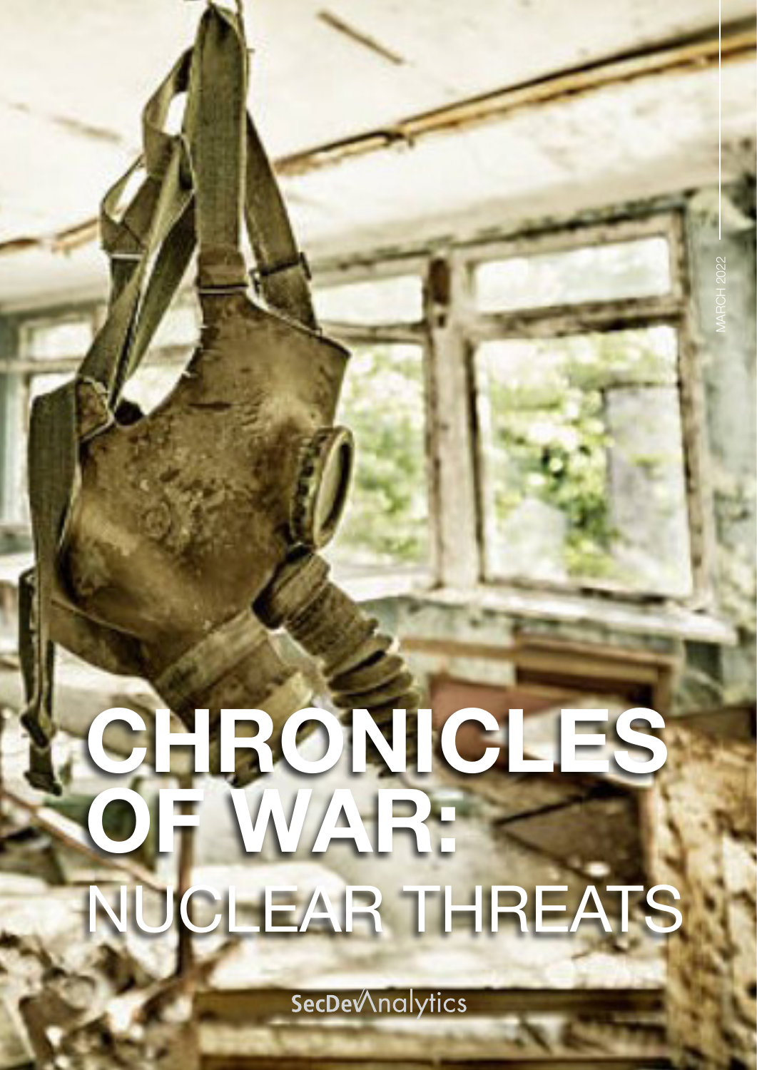MARCH 2022

# CHRONICLES OF WAR: NUCLEAR THREATS

SecDevAnalytics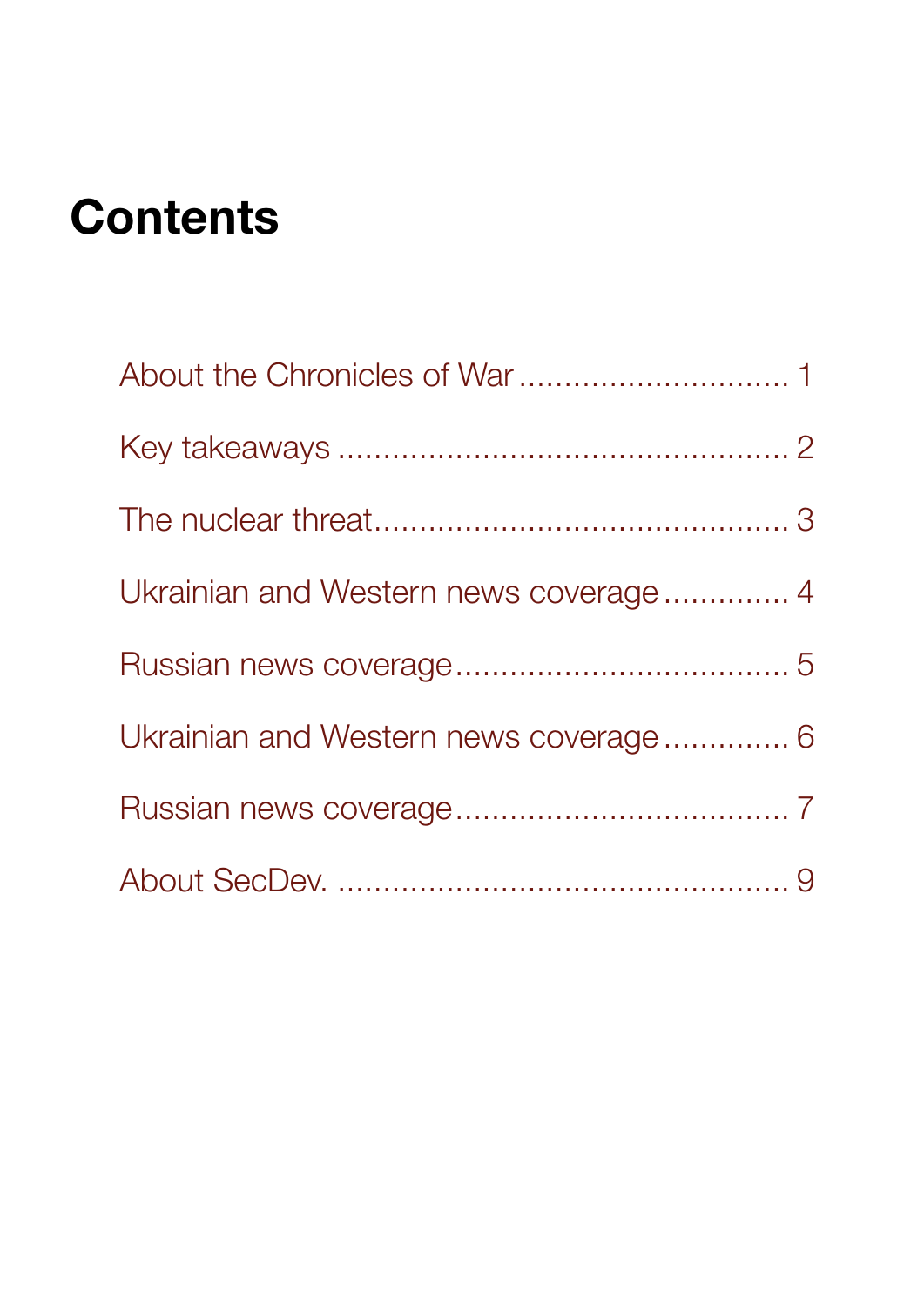# Contents

About the Chronicles of War .............................. 1

Key takeaways ................................................. 2

The nuclear threat............................................. 3

Ukrainian and Western news coverage .............. 4

Russian news coverage..................................... 5

Ukrainian and Western news coverage .............. 6

Russian news coverage..................................... 7

About SecDev. ................................................. 9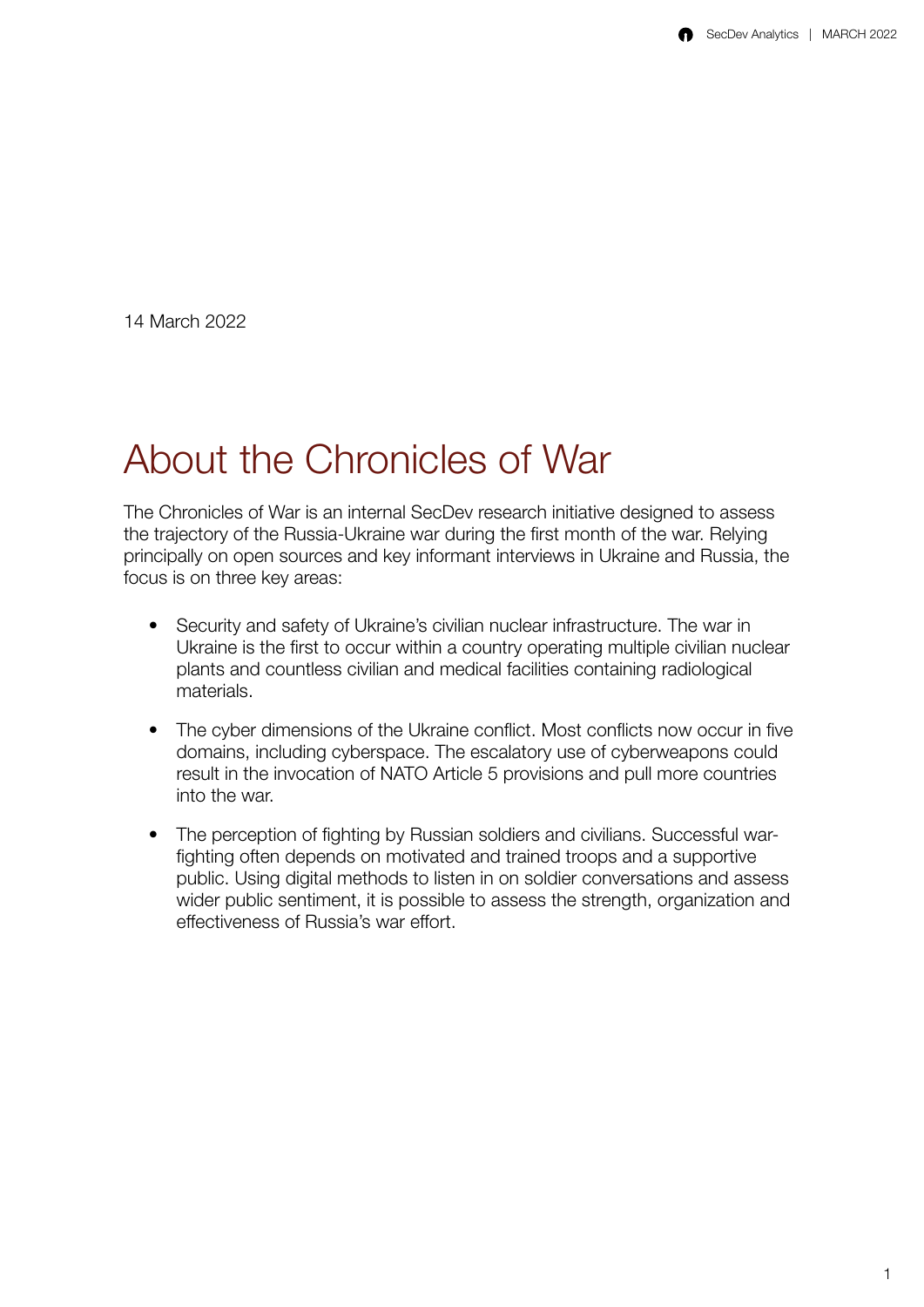14 March 2022

# About the Chronicles of War

The Chronicles of War is an internal SecDev research initiative designed to assess the trajectory of the Russia-Ukraine war during the first month of the war. Relying principally on open sources and key informant interviews in Ukraine and Russia, the focus is on three key areas:

- Security and safety of Ukraine's civilian nuclear infrastructure. The war in Ukraine is the first to occur within a country operating multiple civilian nuclear plants and countless civilian and medical facilities containing radiological materials.

- The cyber dimensions of the Ukraine conflict. Most conflicts now occur in five domains, including cyberspace. The escalatory use of cyberweapons could result in the invocation of NATO Article 5 provisions and pull more countries into the war.

- The perception of fighting by Russian soldiers and civilians. Successful war-fighting often depends on motivated and trained troops and a supportive public. Using digital methods to listen in on soldier conversations and assess wider public sentiment, it is possible to assess the strength, organization and effectiveness of Russia's war effort.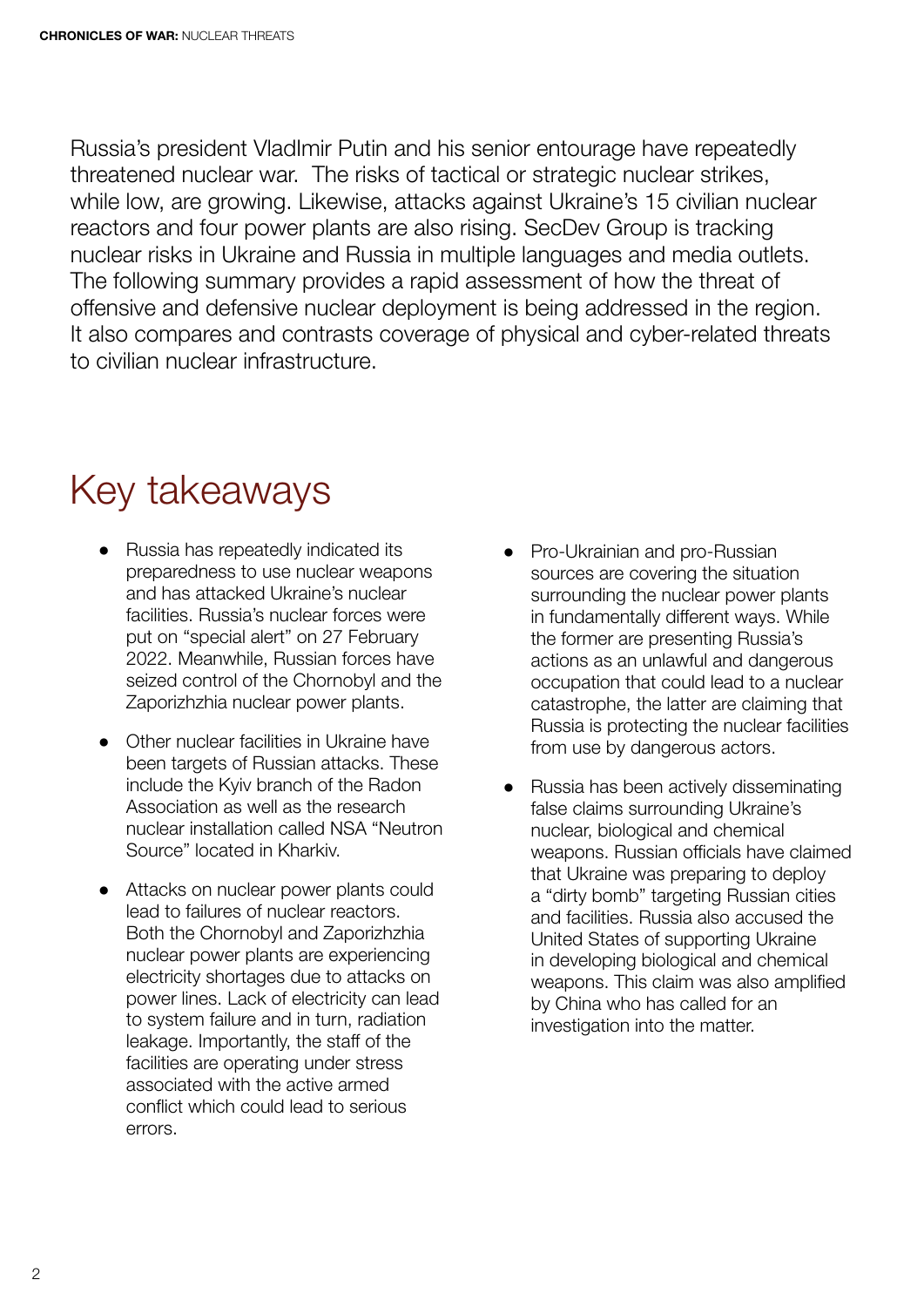Russia's president VladImir Putin and his senior entourage have repeatedly threatened nuclear war.  The risks of tactical or strategic nuclear strikes, while low, are growing. Likewise, attacks against Ukraine's 15 civilian nuclear reactors and four power plants are also rising. SecDev Group is tracking nuclear risks in Ukraine and Russia in multiple languages and media outlets. The following summary provides a rapid assessment of how the threat of offensive and defensive nuclear deployment is being addressed in the region. It also compares and contrasts coverage of physical and cyber-related threats to civilian nuclear infrastructure.

# Key takeaways

- Russia has repeatedly indicated its preparedness to use nuclear weapons and has attacked Ukraine's nuclear facilities. Russia's nuclear forces were put on "special alert" on 27 February 2022. Meanwhile, Russian forces have seized control of the Chornobyl and the Zaporizhzhia nuclear power plants.
- Other nuclear facilities in Ukraine have been targets of Russian attacks. These include the Kyiv branch of the Radon Association as well as the research nuclear installation called NSA "Neutron Source" located in Kharkiv.
- Attacks on nuclear power plants could lead to failures of nuclear reactors. Both the Chornobyl and Zaporizhzhia nuclear power plants are experiencing electricity shortages due to attacks on power lines. Lack of electricity can lead to system failure and in turn, radiation leakage. Importantly, the staff of the facilities are operating under stress associated with the active armed conflict which could lead to serious errors.
- Pro-Ukrainian and pro-Russian sources are covering the situation surrounding the nuclear power plants in fundamentally different ways. While the former are presenting Russia's actions as an unlawful and dangerous occupation that could lead to a nuclear catastrophe, the latter are claiming that Russia is protecting the nuclear facilities from use by dangerous actors.
- Russia has been actively disseminating false claims surrounding Ukraine's nuclear, biological and chemical weapons. Russian officials have claimed that Ukraine was preparing to deploy a "dirty bomb" targeting Russian cities and facilities. Russia also accused the United States of supporting Ukraine in developing biological and chemical weapons. This claim was also amplified by China who has called for an investigation into the matter.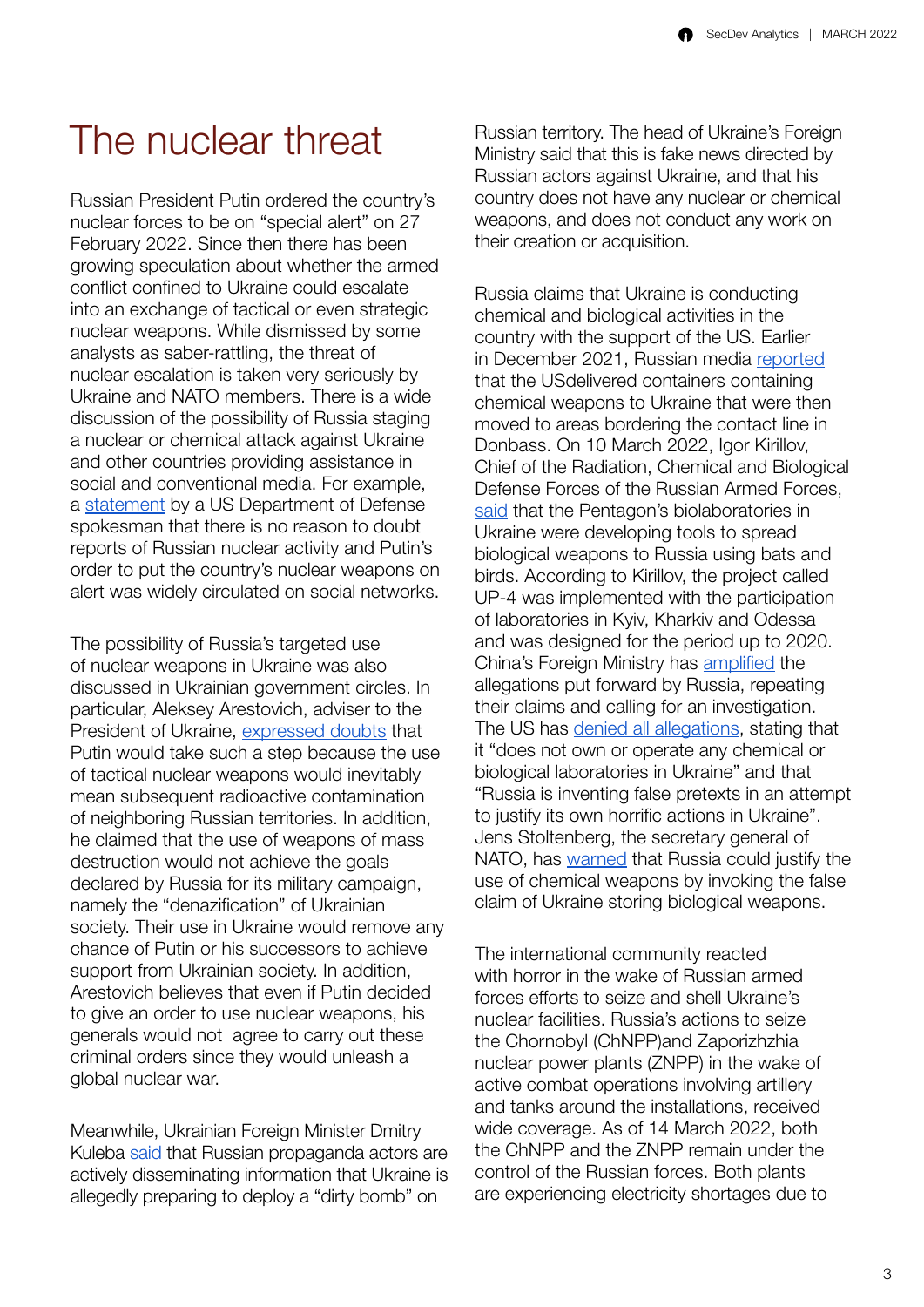# The nuclear threat

Russian President Putin ordered the country's nuclear forces to be on "special alert" on 27 February 2022. Since then there has been growing speculation about whether the armed conflict confined to Ukraine could escalate into an exchange of tactical or even strategic nuclear weapons. While dismissed by some analysts as saber-rattling, the threat of nuclear escalation is taken very seriously by Ukraine and NATO members. There is a wide discussion of the possibility of Russia staging a nuclear or chemical attack against Ukraine and other countries providing assistance in social and conventional media. For example, a [statement](#) by a US Department of Defense spokesman that there is no reason to doubt reports of Russian nuclear activity and Putin's order to put the country's nuclear weapons on alert was widely circulated on social networks.

The possibility of Russia's targeted use of nuclear weapons in Ukraine was also discussed in Ukrainian government circles. In particular, Aleksey Arestovich, adviser to the President of Ukraine, [expressed doubts](#) that Putin would take such a step because the use of tactical nuclear weapons would inevitably mean subsequent radioactive contamination of neighboring Russian territories. In addition, he claimed that the use of weapons of mass destruction would not achieve the goals declared by Russia for its military campaign, namely the "denazification" of Ukrainian society. Their use in Ukraine would remove any chance of Putin or his successors to achieve support from Ukrainian society. In addition, Arestovich believes that even if Putin decided to give an order to use nuclear weapons, his generals would not agree to carry out these criminal orders since they would unleash a global nuclear war.

Meanwhile, Ukrainian Foreign Minister Dmitry Kuleba [said](#) that Russian propaganda actors are actively disseminating information that Ukraine is allegedly preparing to deploy a "dirty bomb" on Russian territory. The head of Ukraine's Foreign Ministry said that this is fake news directed by Russian actors against Ukraine, and that his country does not have any nuclear or chemical weapons, and does not conduct any work on their creation or acquisition.

Russia claims that Ukraine is conducting chemical and biological activities in the country with the support of the US. Earlier in December 2021, Russian media [reported](#) that the USdelivered containers containing chemical weapons to Ukraine that were then moved to areas bordering the contact line in Donbass. On 10 March 2022, Igor Kirillov, Chief of the Radiation, Chemical and Biological Defense Forces of the Russian Armed Forces, [said](#) that the Pentagon's biolaboratories in Ukraine were developing tools to spread biological weapons to Russia using bats and birds. According to Kirillov, the project called UP-4 was implemented with the participation of laboratories in Kyiv, Kharkiv and Odessa and was designed for the period up to 2020. China's Foreign Ministry has [amplified](#) the allegations put forward by Russia, repeating their claims and calling for an investigation. The US has [denied all allegations](#), stating that it "does not own or operate any chemical or biological laboratories in Ukraine" and that "Russia is inventing false pretexts in an attempt to justify its own horrific actions in Ukraine". Jens Stoltenberg, the secretary general of NATO, has [warned](#) that Russia could justify the use of chemical weapons by invoking the false claim of Ukraine storing biological weapons.

The international community reacted with horror in the wake of Russian armed forces efforts to seize and shell Ukraine's nuclear facilities. Russia's actions to seize the Chornobyl (ChNPP)and Zaporizhzhia nuclear power plants (ZNPP) in the wake of active combat operations involving artillery and tanks around the installations, received wide coverage. As of 14 March 2022, both the ChNPP and the ZNPP remain under the control of the Russian forces. Both plants are experiencing electricity shortages due to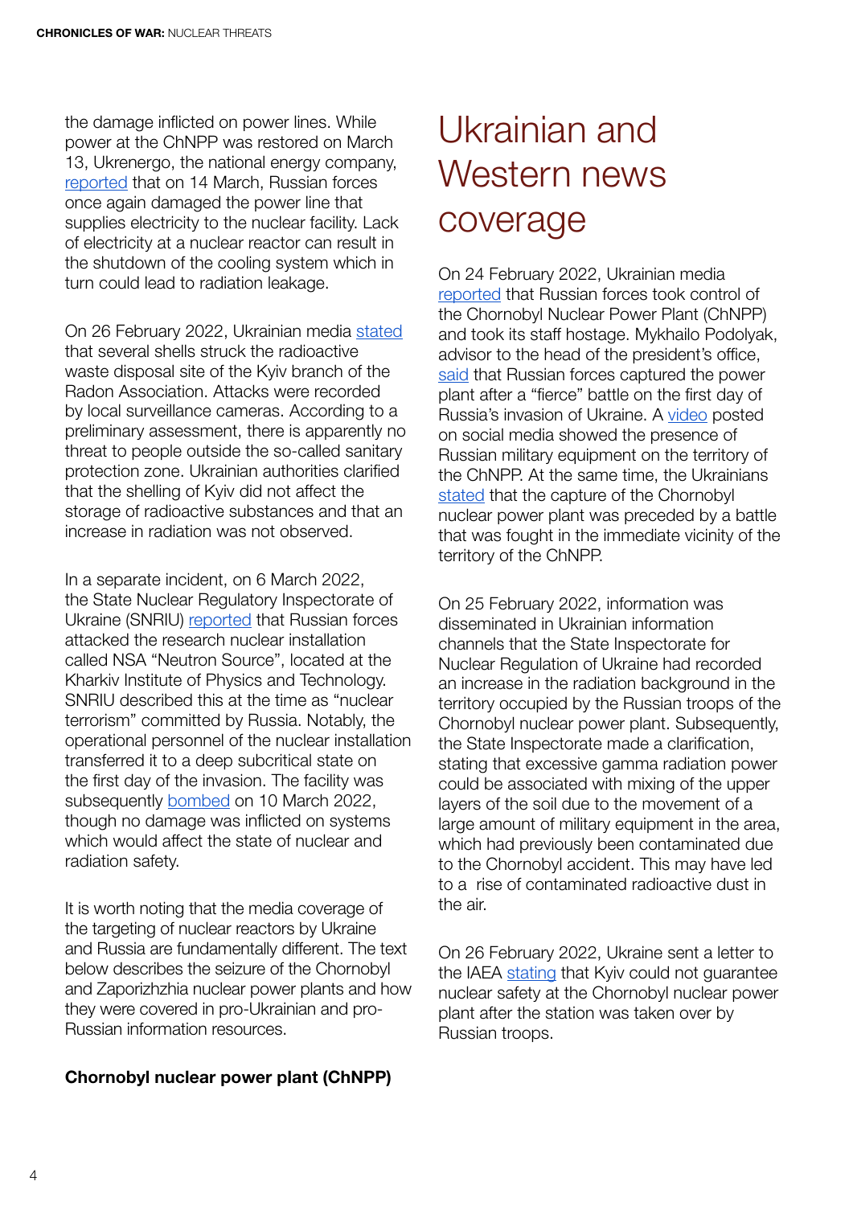the damage inflicted on power lines. While power at the ChNPP was restored on March 13, Ukrenergo, the national energy company, reported that on 14 March, Russian forces once again damaged the power line that supplies electricity to the nuclear facility. Lack of electricity at a nuclear reactor can result in the shutdown of the cooling system which in turn could lead to radiation leakage.

On 26 February 2022, Ukrainian media stated that several shells struck the radioactive waste disposal site of the Kyiv branch of the Radon Association. Attacks were recorded by local surveillance cameras. According to a preliminary assessment, there is apparently no threat to people outside the so-called sanitary protection zone. Ukrainian authorities clarified that the shelling of Kyiv did not affect the storage of radioactive substances and that an increase in radiation was not observed.

In a separate incident, on 6 March 2022, the State Nuclear Regulatory Inspectorate of Ukraine (SNRIU) reported that Russian forces attacked the research nuclear installation called NSA "Neutron Source", located at the Kharkiv Institute of Physics and Technology. SNRIU described this at the time as "nuclear terrorism" committed by Russia. Notably, the operational personnel of the nuclear installation transferred it to a deep subcritical state on the first day of the invasion. The facility was subsequently bombed on 10 March 2022, though no damage was inflicted on systems which would affect the state of nuclear and radiation safety.

It is worth noting that the media coverage of the targeting of nuclear reactors by Ukraine and Russia are fundamentally different. The text below describes the seizure of the Chornobyl and Zaporizhzhia nuclear power plants and how they were covered in pro-Ukrainian and pro-Russian information resources.

**Chornobyl nuclear power plant (ChNPP)**

# Ukrainian and Western news coverage

On 24 February 2022, Ukrainian media reported that Russian forces took control of the Chornobyl Nuclear Power Plant (ChNPP) and took its staff hostage. Mykhailo Podolyak, advisor to the head of the president's office, said that Russian forces captured the power plant after a "fierce" battle on the first day of Russia's invasion of Ukraine. A video posted on social media showed the presence of Russian military equipment on the territory of the ChNPP. At the same time, the Ukrainians stated that the capture of the Chornobyl nuclear power plant was preceded by a battle that was fought in the immediate vicinity of the territory of the ChNPP.

On 25 February 2022, information was disseminated in Ukrainian information channels that the State Inspectorate for Nuclear Regulation of Ukraine had recorded an increase in the radiation background in the territory occupied by the Russian troops of the Chornobyl nuclear power plant. Subsequently, the State Inspectorate made a clarification, stating that excessive gamma radiation power could be associated with mixing of the upper layers of the soil due to the movement of a large amount of military equipment in the area, which had previously been contaminated due to the Chornobyl accident. This may have led to a rise of contaminated radioactive dust in the air.

On 26 February 2022, Ukraine sent a letter to the IAEA stating that Kyiv could not guarantee nuclear safety at the Chornobyl nuclear power plant after the station was taken over by Russian troops.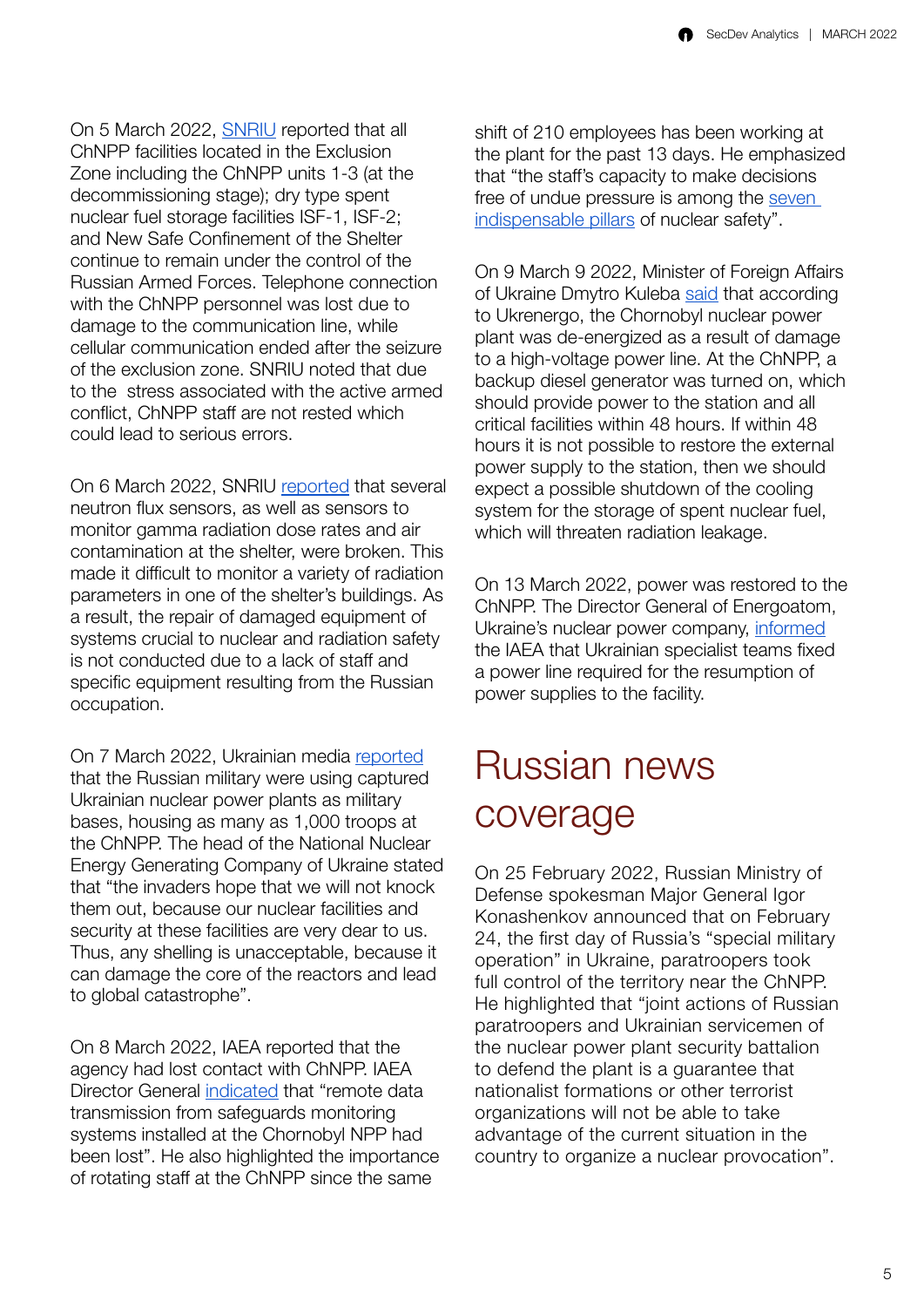On 5 March 2022, SNRIU reported that all ChNPP facilities located in the Exclusion Zone including the ChNPP units 1-3 (at the decommissioning stage); dry type spent nuclear fuel storage facilities ISF-1, ISF-2; and New Safe Confinement of the Shelter continue to remain under the control of the Russian Armed Forces. Telephone connection with the ChNPP personnel was lost due to damage to the communication line, while cellular communication ended after the seizure of the exclusion zone. SNRIU noted that due to the stress associated with the active armed conflict, ChNPP staff are not rested which could lead to serious errors.

On 6 March 2022, SNRIU reported that several neutron flux sensors, as well as sensors to monitor gamma radiation dose rates and air contamination at the shelter, were broken. This made it difficult to monitor a variety of radiation parameters in one of the shelter's buildings. As a result, the repair of damaged equipment of systems crucial to nuclear and radiation safety is not conducted due to a lack of staff and specific equipment resulting from the Russian occupation.

On 7 March 2022, Ukrainian media reported that the Russian military were using captured Ukrainian nuclear power plants as military bases, housing as many as 1,000 troops at the ChNPP. The head of the National Nuclear Energy Generating Company of Ukraine stated that "the invaders hope that we will not knock them out, because our nuclear facilities and security at these facilities are very dear to us. Thus, any shelling is unacceptable, because it can damage the core of the reactors and lead to global catastrophe".

On 8 March 2022, IAEA reported that the agency had lost contact with ChNPP. IAEA Director General indicated that "remote data transmission from safeguards monitoring systems installed at the Chornobyl NPP had been lost". He also highlighted the importance of rotating staff at the ChNPP since the same shift of 210 employees has been working at the plant for the past 13 days. He emphasized that "the staff's capacity to make decisions free of undue pressure is among the seven indispensable pillars of nuclear safety".

On 9 March 9 2022, Minister of Foreign Affairs of Ukraine Dmytro Kuleba said that according to Ukrenergo, the Chornobyl nuclear power plant was de-energized as a result of damage to a high-voltage power line. At the ChNPP, a backup diesel generator was turned on, which should provide power to the station and all critical facilities within 48 hours. If within 48 hours it is not possible to restore the external power supply to the station, then we should expect a possible shutdown of the cooling system for the storage of spent nuclear fuel, which will threaten radiation leakage.

On 13 March 2022, power was restored to the ChNPP. The Director General of Energoatom, Ukraine's nuclear power company, informed the IAEA that Ukrainian specialist teams fixed a power line required for the resumption of power supplies to the facility.

# Russian news coverage

On 25 February 2022, Russian Ministry of Defense spokesman Major General Igor Konashenkov announced that on February 24, the first day of Russia's "special military operation" in Ukraine, paratroopers took full control of the territory near the ChNPP. He highlighted that "joint actions of Russian paratroopers and Ukrainian servicemen of the nuclear power plant security battalion to defend the plant is a guarantee that nationalist formations or other terrorist organizations will not be able to take advantage of the current situation in the country to organize a nuclear provocation".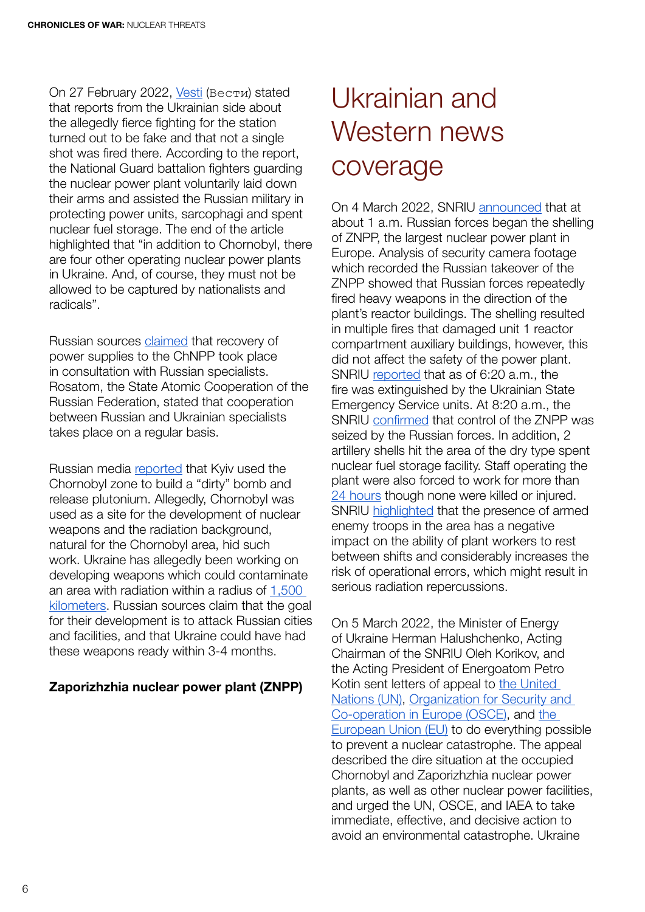On 27 February 2022, Vesti (Вести) stated that reports from the Ukrainian side about the allegedly fierce fighting for the station turned out to be fake and that not a single shot was fired there. According to the report, the National Guard battalion fighters guarding the nuclear power plant voluntarily laid down their arms and assisted the Russian military in protecting power units, sarcophagi and spent nuclear fuel storage. The end of the article highlighted that "in addition to Chornobyl, there are four other operating nuclear power plants in Ukraine. And, of course, they must not be allowed to be captured by nationalists and radicals".

Russian sources claimed that recovery of power supplies to the ChNPP took place in consultation with Russian specialists. Rosatom, the State Atomic Cooperation of the Russian Federation, stated that cooperation between Russian and Ukrainian specialists takes place on a regular basis.

Russian media reported that Kyiv used the Chornobyl zone to build a "dirty" bomb and release plutonium. Allegedly, Chornobyl was used as a site for the development of nuclear weapons and the radiation background, natural for the Chornobyl area, hid such work. Ukraine has allegedly been working on developing weapons which could contaminate an area with radiation within a radius of 1,500 kilometers. Russian sources claim that the goal for their development is to attack Russian cities and facilities, and that Ukraine could have had these weapons ready within 3-4 months.

**Zaporizhzhia nuclear power plant (ZNPP)**

# Ukrainian and Western news coverage

On 4 March 2022, SNRIU announced that at about 1 a.m. Russian forces began the shelling of ZNPP, the largest nuclear power plant in Europe. Analysis of security camera footage which recorded the Russian takeover of the ZNPP showed that Russian forces repeatedly fired heavy weapons in the direction of the plant's reactor buildings. The shelling resulted in multiple fires that damaged unit 1 reactor compartment auxiliary buildings, however, this did not affect the safety of the power plant. SNRIU reported that as of 6:20 a.m., the fire was extinguished by the Ukrainian State Emergency Service units. At 8:20 a.m., the SNRIU confirmed that control of the ZNPP was seized by the Russian forces. In addition, 2 artillery shells hit the area of the dry type spent nuclear fuel storage facility. Staff operating the plant were also forced to work for more than 24 hours though none were killed or injured. SNRIU highlighted that the presence of armed enemy troops in the area has a negative impact on the ability of plant workers to rest between shifts and considerably increases the risk of operational errors, which might result in serious radiation repercussions.

On 5 March 2022, the Minister of Energy of Ukraine Herman Halushchenko, Acting Chairman of the SNRIU Oleh Korikov, and the Acting President of Energoatom Petro Kotin sent letters of appeal to the United Nations (UN), Organization for Security and Co-operation in Europe (OSCE), and the European Union (EU) to do everything possible to prevent a nuclear catastrophe. The appeal described the dire situation at the occupied Chornobyl and Zaporizhzhia nuclear power plants, as well as other nuclear power facilities, and urged the UN, OSCE, and IAEA to take immediate, effective, and decisive action to avoid an environmental catastrophe. Ukraine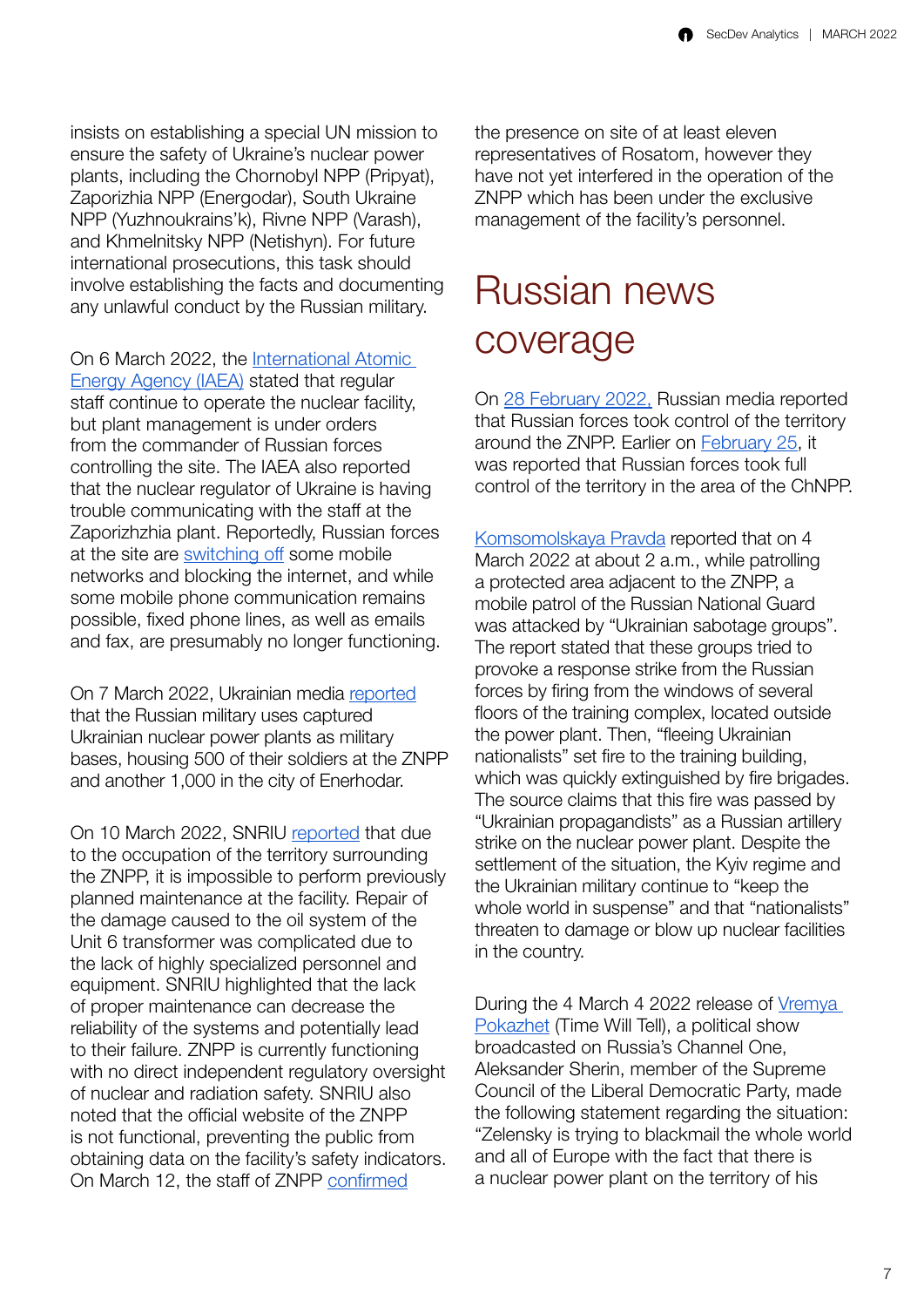insists on establishing a special UN mission to ensure the safety of Ukraine's nuclear power plants, including the Chornobyl NPP (Pripyat), Zaporizhia NPP (Energodar), South Ukraine NPP (Yuzhnoukrains'k), Rivne NPP (Varash), and Khmelnitsky NPP (Netishyn). For future international prosecutions, this task should involve establishing the facts and documenting any unlawful conduct by the Russian military.

On 6 March 2022, the International Atomic Energy Agency (IAEA) stated that regular staff continue to operate the nuclear facility, but plant management is under orders from the commander of Russian forces controlling the site. The IAEA also reported that the nuclear regulator of Ukraine is having trouble communicating with the staff at the Zaporizhzhia plant. Reportedly, Russian forces at the site are switching off some mobile networks and blocking the internet, and while some mobile phone communication remains possible, fixed phone lines, as well as emails and fax, are presumably no longer functioning.

On 7 March 2022, Ukrainian media reported that the Russian military uses captured Ukrainian nuclear power plants as military bases, housing 500 of their soldiers at the ZNPP and another 1,000 in the city of Enerhodar.

On 10 March 2022, SNRIU reported that due to the occupation of the territory surrounding the ZNPP, it is impossible to perform previously planned maintenance at the facility. Repair of the damage caused to the oil system of the Unit 6 transformer was complicated due to the lack of highly specialized personnel and equipment. SNRIU highlighted that the lack of proper maintenance can decrease the reliability of the systems and potentially lead to their failure. ZNPP is currently functioning with no direct independent regulatory oversight of nuclear and radiation safety. SNRIU also noted that the official website of the ZNPP is not functional, preventing the public from obtaining data on the facility's safety indicators. On March 12, the staff of ZNPP confirmed the presence on site of at least eleven representatives of Rosatom, however they have not yet interfered in the operation of the ZNPP which has been under the exclusive management of the facility's personnel.

# Russian news coverage

On 28 February 2022, Russian media reported that Russian forces took control of the territory around the ZNPP. Earlier on February 25, it was reported that Russian forces took full control of the territory in the area of the ChNPP.

Komsomolskaya Pravda reported that on 4 March 2022 at about 2 a.m., while patrolling a protected area adjacent to the ZNPP, a mobile patrol of the Russian National Guard was attacked by "Ukrainian sabotage groups". The report stated that these groups tried to provoke a response strike from the Russian forces by firing from the windows of several floors of the training complex, located outside the power plant. Then, "fleeing Ukrainian nationalists" set fire to the training building, which was quickly extinguished by fire brigades. The source claims that this fire was passed by "Ukrainian propagandists" as a Russian artillery strike on the nuclear power plant. Despite the settlement of the situation, the Kyiv regime and the Ukrainian military continue to "keep the whole world in suspense" and that "nationalists" threaten to damage or blow up nuclear facilities in the country.

During the 4 March 4 2022 release of Vremya Pokazhet (Time Will Tell), a political show broadcasted on Russia's Channel One, Aleksander Sherin, member of the Supreme Council of the Liberal Democratic Party, made the following statement regarding the situation: "Zelensky is trying to blackmail the whole world and all of Europe with the fact that there is a nuclear power plant on the territory of his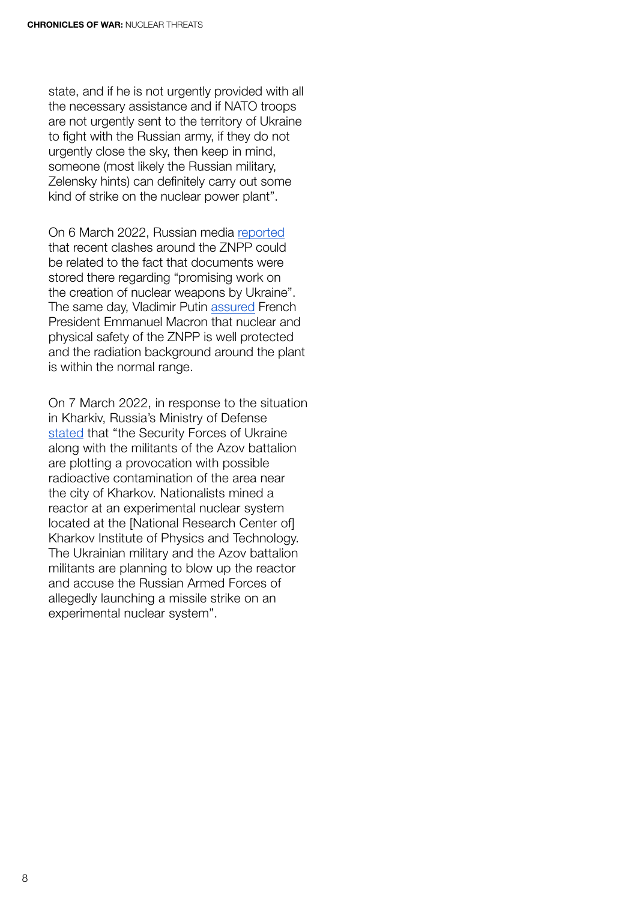state, and if he is not urgently provided with all the necessary assistance and if NATO troops are not urgently sent to the territory of Ukraine to fight with the Russian army, if they do not urgently close the sky, then keep in mind, someone (most likely the Russian military, Zelensky hints) can definitely carry out some kind of strike on the nuclear power plant".

On 6 March 2022, Russian media reported that recent clashes around the ZNPP could be related to the fact that documents were stored there regarding "promising work on the creation of nuclear weapons by Ukraine". The same day, Vladimir Putin assured French President Emmanuel Macron that nuclear and physical safety of the ZNPP is well protected and the radiation background around the plant is within the normal range.

On 7 March 2022, in response to the situation in Kharkiv, Russia's Ministry of Defense stated that "the Security Forces of Ukraine along with the militants of the Azov battalion are plotting a provocation with possible radioactive contamination of the area near the city of Kharkov. Nationalists mined a reactor at an experimental nuclear system located at the [National Research Center of] Kharkov Institute of Physics and Technology. The Ukrainian military and the Azov battalion militants are planning to blow up the reactor and accuse the Russian Armed Forces of allegedly launching a missile strike on an experimental nuclear system".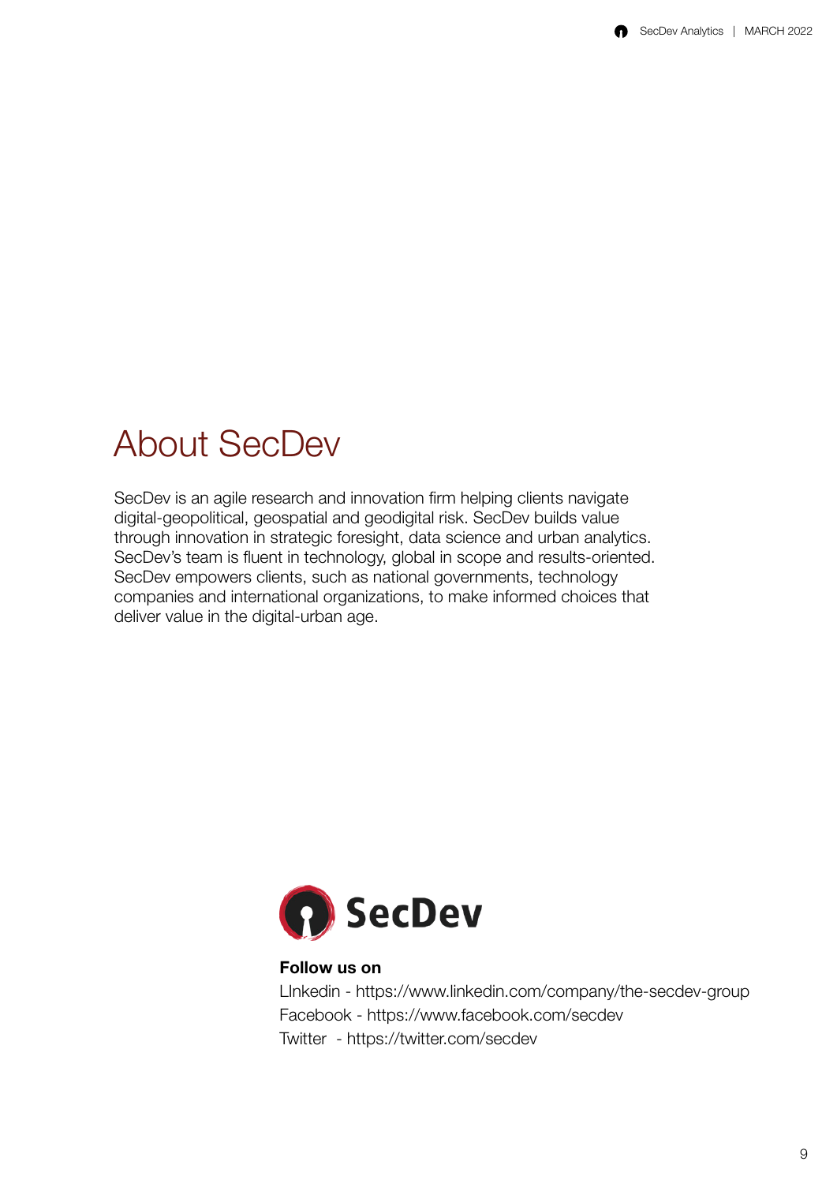# About SecDev

SecDev is an agile research and innovation firm helping clients navigate digital-geopolitical, geospatial and geodigital risk. SecDev builds value through innovation in strategic foresight, data science and urban analytics. SecDev's team is fluent in technology, global in scope and results-oriented. SecDev empowers clients, such as national governments, technology companies and international organizations, to make informed choices that deliver value in the digital-urban age.

SecDev

**Follow us on**

LInkedin - https://www.linkedin.com/company/the-secdev-group
Facebook - https://www.facebook.com/secdev
Twitter - https://twitter.com/secdev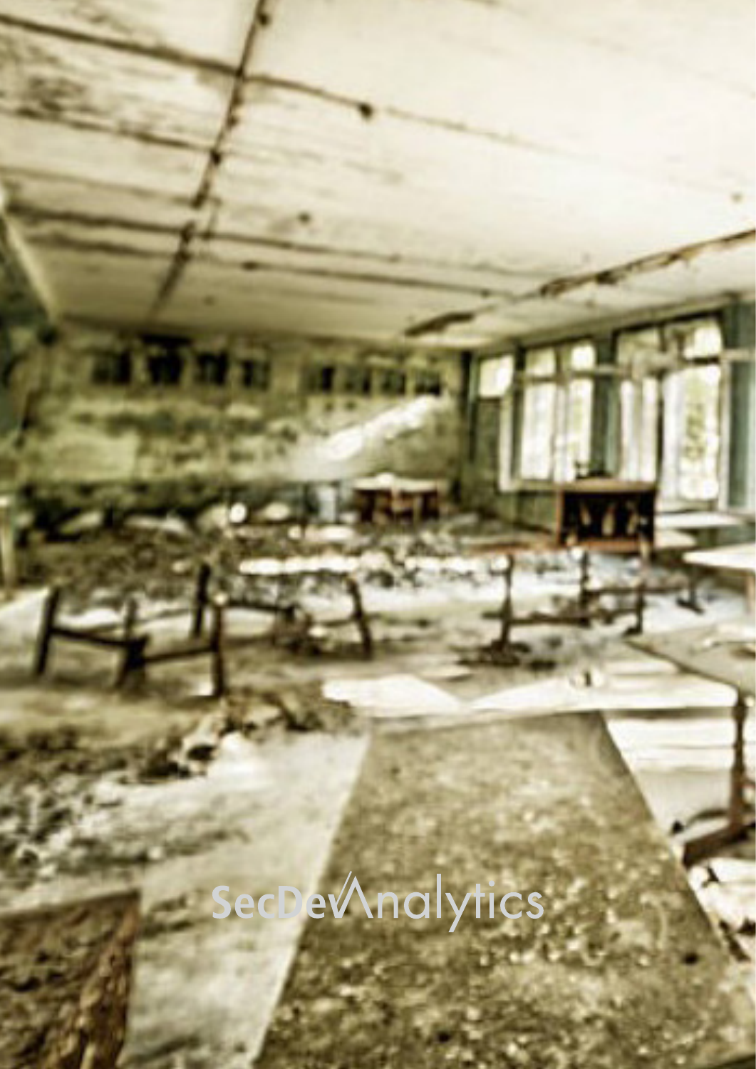SecDevAnalytics